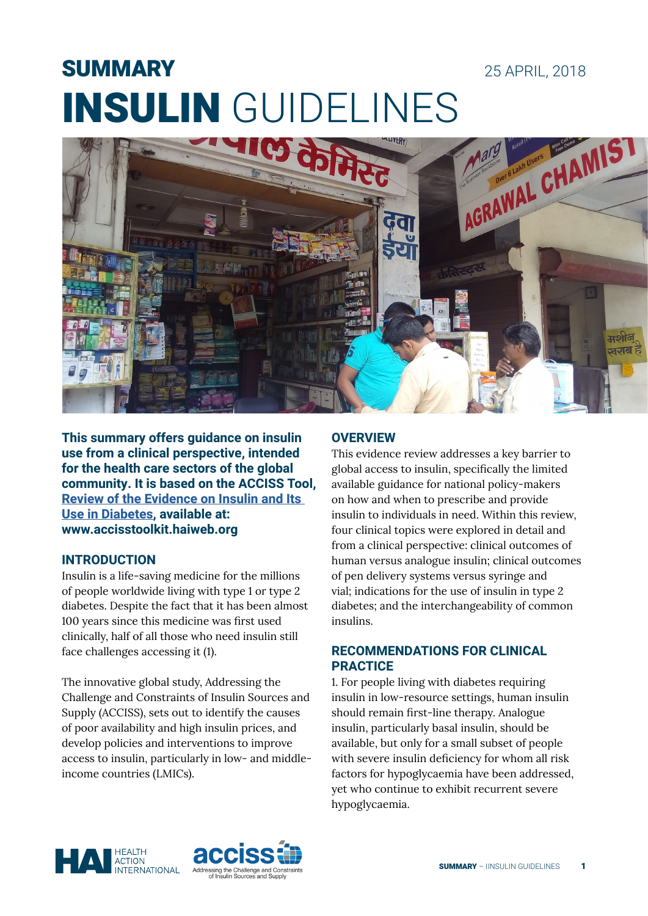# SUMMARY

25 APRIL, 2018

# INSULIN GUIDELINES

**This summary offers guidance on insulin use from a clinical perspective, intended for the health care sectors of the global community. It is based on the ACCISS Tool, Review of the Evidence on Insulin and Its Use in Diabetes, available at: www.accisstoolkit.haiweb.org**

## INTRODUCTION

Insulin is a life-saving medicine for the millions of people worldwide living with type 1 or type 2 diabetes. Despite the fact that it has been almost 100 years since this medicine was first used clinically, half of all those who need insulin still face challenges accessing it (1).

The innovative global study, Addressing the Challenge and Constraints of Insulin Sources and Supply (ACCISS), sets out to identify the causes of poor availability and high insulin prices, and develop policies and interventions to improve access to insulin, particularly in low- and middle-income countries (LMICs).

## OVERVIEW

This evidence review addresses a key barrier to global access to insulin, specifically the limited available guidance for national policy-makers on how and when to prescribe and provide insulin to individuals in need. Within this review, four clinical topics were explored in detail and from a clinical perspective: clinical outcomes of human versus analogue insulin; clinical outcomes of pen delivery systems versus syringe and vial; indications for the use of insulin in type 2 diabetes; and the interchangeability of common insulins.

## RECOMMENDATIONS FOR CLINICAL PRACTICE

1. For people living with diabetes requiring insulin in low-resource settings, human insulin should remain first-line therapy. Analogue insulin, particularly basal insulin, should be available, but only for a small subset of people with severe insulin deficiency for whom all risk factors for hypoglycaemia have been addressed, yet who continue to exhibit recurrent severe hypoglycaemia.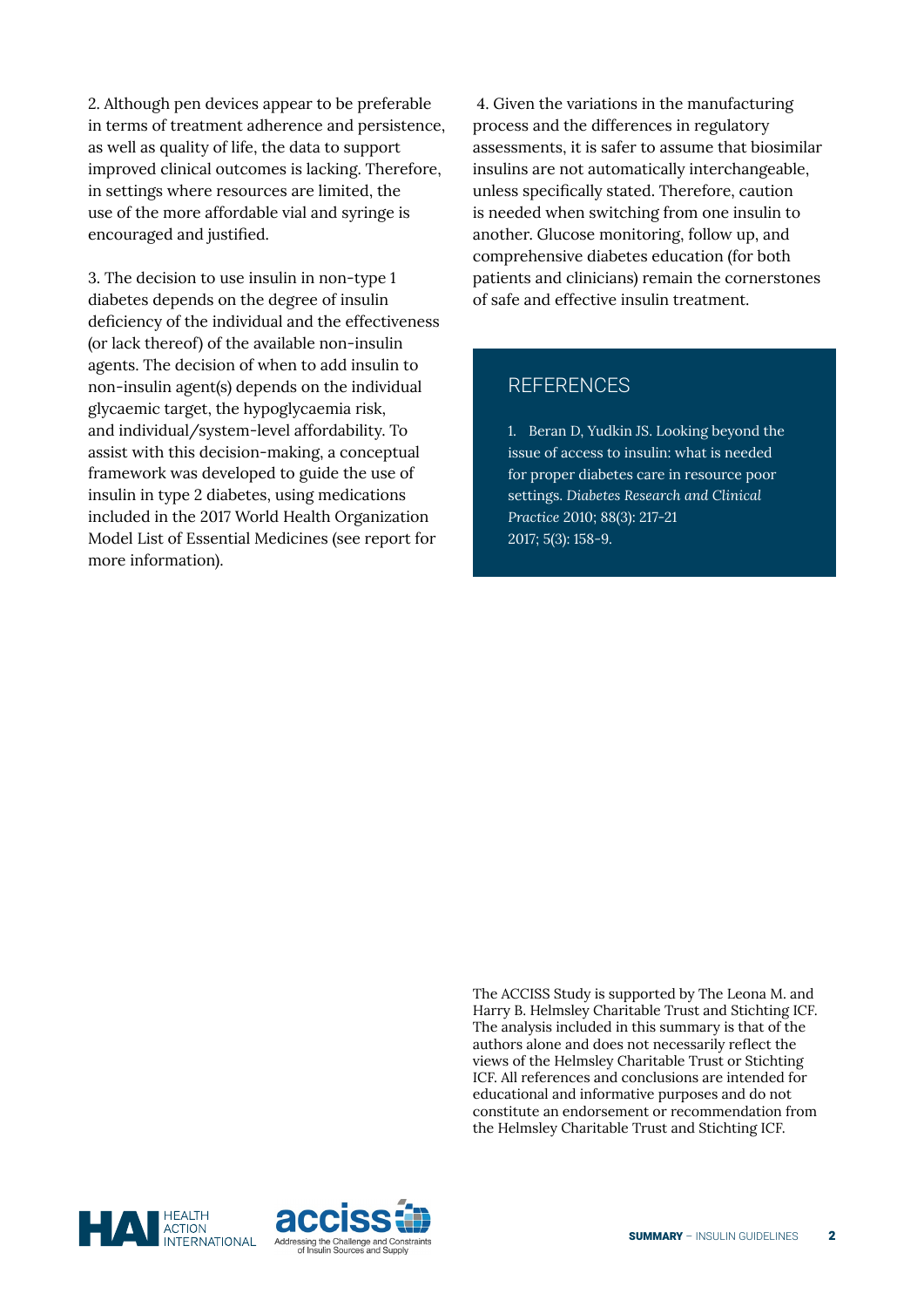2. Although pen devices appear to be preferable in terms of treatment adherence and persistence, as well as quality of life, the data to support improved clinical outcomes is lacking. Therefore, in settings where resources are limited, the use of the more affordable vial and syringe is encouraged and justified.

3. The decision to use insulin in non-type 1 diabetes depends on the degree of insulin deficiency of the individual and the effectiveness (or lack thereof) of the available non-insulin agents. The decision of when to add insulin to non-insulin agent(s) depends on the individual glycaemic target, the hypoglycaemia risk, and individual/system-level affordability. To assist with this decision-making, a conceptual framework was developed to guide the use of insulin in type 2 diabetes, using medications included in the 2017 World Health Organization Model List of Essential Medicines (see report for more information).

4. Given the variations in the manufacturing process and the differences in regulatory assessments, it is safer to assume that biosimilar insulins are not automatically interchangeable, unless specifically stated. Therefore, caution is needed when switching from one insulin to another. Glucose monitoring, follow up, and comprehensive diabetes education (for both patients and clinicians) remain the cornerstones of safe and effective insulin treatment.

## REFERENCES

1. Beran D, Yudkin JS. Looking beyond the issue of access to insulin: what is needed for proper diabetes care in resource poor settings. *Diabetes Research and Clinical Practice* 2010; 88(3): 217-21 2017; 5(3): 158-9.

The ACCISS Study is supported by The Leona M. and Harry B. Helmsley Charitable Trust and Stichting ICF. The analysis included in this summary is that of the authors alone and does not necessarily reflect the views of the Helmsley Charitable Trust or Stichting ICF. All references and conclusions are intended for educational and informative purposes and do not constitute an endorsement or recommendation from the Helmsley Charitable Trust and Stichting ICF.

HAI HEALTH ACTION INTERNATIONAL

acciss Addressing the Challenge and Constraints of Insulin Sources and Supply